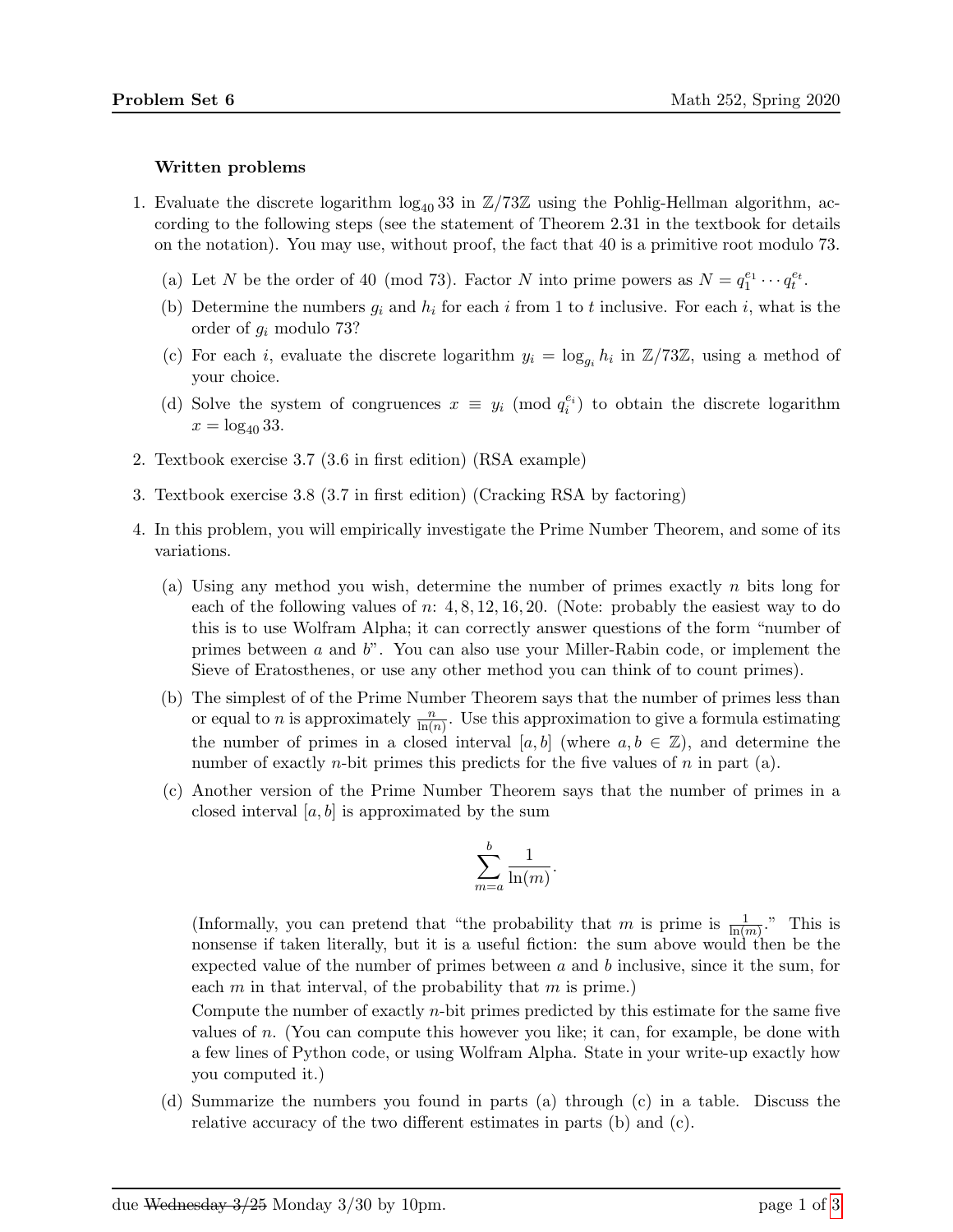**Written problems**

1. Evaluate the discrete logarithm $\log_{40} 33$ in $\mathbb{Z}/73\mathbb{Z}$ using the Pohlig-Hellman algorithm, according to the following steps (see the statement of Theorem 2.31 in the textbook for details on the notation). You may use, without proof, the fact that 40 is a primitive root modulo 73.

   (a) Let $N$ be the order of 40 (mod 73). Factor $N$ into prime powers as $N = q_1^{e_1} \cdots q_t^{e_t}$.

   (b) Determine the numbers $g_i$ and $h_i$ for each $i$ from 1 to $t$ inclusive. For each $i$, what is the order of $g_i$ modulo 73?

   (c) For each $i$, evaluate the discrete logarithm $y_i = \log_{g_i} h_i$ in $\mathbb{Z}/73\mathbb{Z}$, using a method of your choice.

   (d) Solve the system of congruences $x \equiv y_i \pmod{q_i^{e_i}}$ to obtain the discrete logarithm $x = \log_{40} 33$.

2. Textbook exercise 3.7 (3.6 in first edition) (RSA example)

3. Textbook exercise 3.8 (3.7 in first edition) (Cracking RSA by factoring)

4. In this problem, you will empirically investigate the Prime Number Theorem, and some of its variations.

   (a) Using any method you wish, determine the number of primes exactly $n$ bits long for each of the following values of $n$: 4, 8, 12, 16, 20. (Note: probably the easiest way to do this is to use Wolfram Alpha; it can correctly answer questions of the form "number of primes between $a$ and $b$". You can also use your Miller-Rabin code, or implement the Sieve of Eratosthenes, or use any other method you can think of to count primes).

   (b) The simplest of of the Prime Number Theorem says that the number of primes less than or equal to $n$ is approximately $\frac{n}{\ln(n)}$. Use this approximation to give a formula estimating the number of primes in a closed interval $[a, b]$ (where $a, b \in \mathbb{Z}$), and determine the number of exactly $n$-bit primes this predicts for the five values of $n$ in part (a).

   (c) Another version of the Prime Number Theorem says that the number of primes in a closed interval $[a, b]$ is approximated by the sum

   $$\sum_{m=a}^{b} \frac{1}{\ln(m)}.$$

   (Informally, you can pretend that "the probability that $m$ is prime is $\frac{1}{\ln(m)}$." This is nonsense if taken literally, but it is a useful fiction: the sum above would then be the expected value of the number of primes between $a$ and $b$ inclusive, since it the sum, for each $m$ in that interval, of the probability that $m$ is prime.)

   Compute the number of exactly $n$-bit primes predicted by this estimate for the same five values of $n$. (You can compute this however you like; it can, for example, be done with a few lines of Python code, or using Wolfram Alpha. State in your write-up exactly how you computed it.)

   (d) Summarize the numbers you found in parts (a) through (c) in a table. Discuss the relative accuracy of the two different estimates in parts (b) and (c).

due ~~Wednesday 3/25~~ Monday 3/30 by 10pm.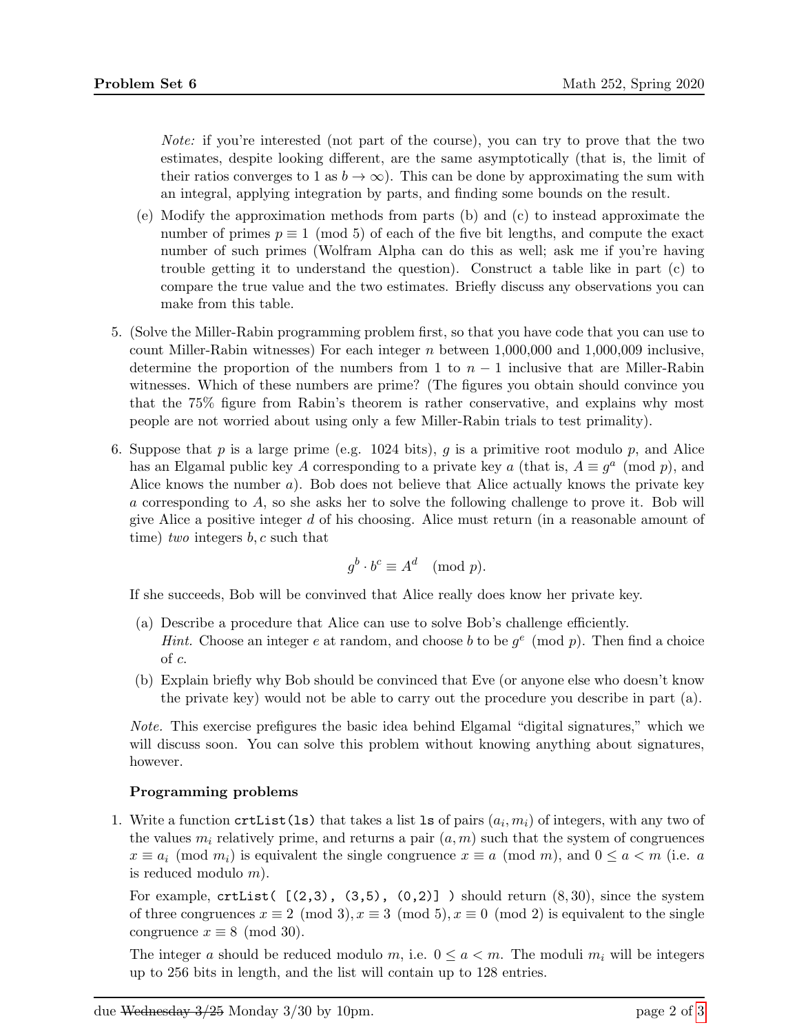*Note:* if you're interested (not part of the course), you can try to prove that the two estimates, despite looking different, are the same asymptotically (that is, the limit of their ratios converges to 1 as $b \to \infty$). This can be done by approximating the sum with an integral, applying integration by parts, and finding some bounds on the result.

(e) Modify the approximation methods from parts (b) and (c) to instead approximate the number of primes $p \equiv 1 \pmod 5$ of each of the five bit lengths, and compute the exact number of such primes (Wolfram Alpha can do this as well; ask me if you're having trouble getting it to understand the question). Construct a table like in part (c) to compare the true value and the two estimates. Briefly discuss any observations you can make from this table.

5. (Solve the Miller-Rabin programming problem first, so that you have code that you can use to count Miller-Rabin witnesses) For each integer $n$ between 1,000,000 and 1,000,009 inclusive, determine the proportion of the numbers from 1 to $n-1$ inclusive that are Miller-Rabin witnesses. Which of these numbers are prime? (The figures you obtain should convince you that the 75% figure from Rabin's theorem is rather conservative, and explains why most people are not worried about using only a few Miller-Rabin trials to test primality).

6. Suppose that $p$ is a large prime (e.g. 1024 bits), $g$ is a primitive root modulo $p$, and Alice has an Elgamal public key $A$ corresponding to a private key $a$ (that is, $A \equiv g^a \pmod p$, and Alice knows the number $a$). Bob does not believe that Alice actually knows the private key $a$ corresponding to $A$, so she asks her to solve the following challenge to prove it. Bob will give Alice a positive integer $d$ of his choosing. Alice must return (in a reasonable amount of time) *two* integers $b, c$ such that

$$g^b \cdot b^c \equiv A^d \pmod p.$$

If she succeeds, Bob will be convinved that Alice really does know her private key.

(a) Describe a procedure that Alice can use to solve Bob's challenge efficiently.
*Hint.* Choose an integer $e$ at random, and choose $b$ to be $g^e \pmod p$. Then find a choice of $c$.

(b) Explain briefly why Bob should be convinced that Eve (or anyone else who doesn't know the private key) would not be able to carry out the procedure you describe in part (a).

*Note.* This exercise prefigures the basic idea behind Elgamal "digital signatures," which we will discuss soon. You can solve this problem without knowing anything about signatures, however.

**Programming problems**

1. Write a function `crtList(ls)` that takes a list `ls` of pairs $(a_i, m_i)$ of integers, with any two of the values $m_i$ relatively prime, and returns a pair $(a, m)$ such that the system of congruences $x \equiv a_i \pmod{m_i}$ is equivalent the single congruence $x \equiv a \pmod m$, and $0 \le a < m$ (i.e. $a$ is reduced modulo $m$).

For example, `crtList( [(2,3), (3,5), (0,2)] )` should return $(8, 30)$, since the system of three congruences $x \equiv 2 \pmod 3, x \equiv 3 \pmod 5, x \equiv 0 \pmod 2$ is equivalent to the single congruence $x \equiv 8 \pmod{30}$.

The integer $a$ should be reduced modulo $m$, i.e. $0 \le a < m$. The moduli $m_i$ will be integers up to 256 bits in length, and the list will contain up to 128 entries.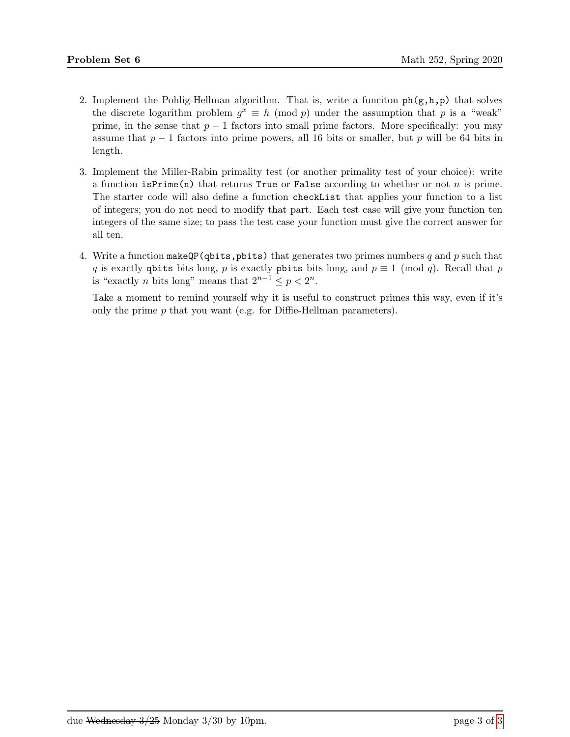2. Implement the Pohlig-Hellman algorithm. That is, write a funciton `ph(g,h,p)` that solves the discrete logarithm problem $g^x \equiv h \pmod{p}$ under the assumption that $p$ is a "weak" prime, in the sense that $p-1$ factors into small prime factors. More specifically: you may assume that $p-1$ factors into prime powers, all 16 bits or smaller, but $p$ will be 64 bits in length.

3. Implement the Miller-Rabin primality test (or another primality test of your choice): write a function `isPrime(n)` that returns `True` or `False` according to whether or not $n$ is prime. The starter code will also define a function `checkList` that applies your function to a list of integers; you do not need to modify that part. Each test case will give your function ten integers of the same size; to pass the test case your function must give the correct answer for all ten.

4. Write a function `makeQP(qbits,pbits)` that generates two primes numbers $q$ and $p$ such that $q$ is exactly `qbits` bits long, $p$ is exactly `pbits` bits long, and $p \equiv 1 \pmod{q}$. Recall that $p$ is "exactly $n$ bits long" means that $2^{n-1} \leq p < 2^n$.

   Take a moment to remind yourself why it is useful to construct primes this way, even if it's only the prime $p$ that you want (e.g. for Diffie-Hellman parameters).

due ~~Wednesday 3/25~~ Monday 3/30 by 10pm.